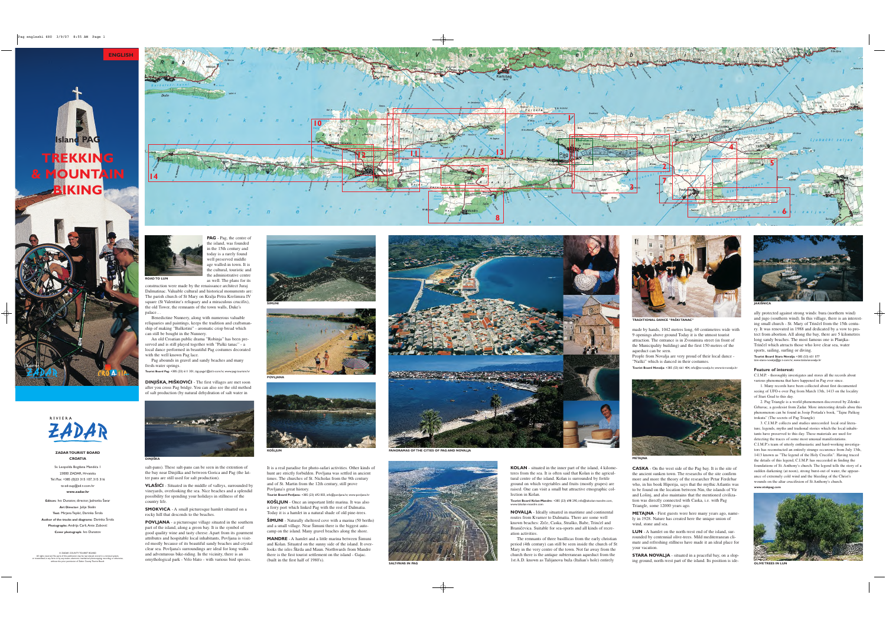ENGLISH

# Island PAG

# TREKKING & MOUNTAIN BIKING

RIVIERA ZADAR

**ZADAR TOURIST BOARD CROATIA**

Sv. Leopolda Bogdana Mandića 1

23000 ZADAR, Hrvatska

Tel./Fax: +385 (0)23 315 107, 315 316

tz-zd-zup@zd.t-com.hr

www.zadar.hr

**Editor:** Ivo Dunatov, director, Jadranka Šarar

**Art Director:** Julije Skelin

**Text:** Mirjana Tepšić, Darinka Širola

**Author of the tracks and diagrams:** Darinka Širola

**Photographs:** Andrija Carli, Ante Zubović

**Cover photograph:** Ivo Dunatov

© ZADAR COUNTY TOURIST BOARD

All rights reserved. No parts of this publication may be reproduced, stored in a retrieval system, or transmitted in any form or by any means, electronic, mechanical, photocopying, recording, or otherwise, without the prior permission of Zadar County Tourist Board.

ROAD TO LUN

**PAG** - Pag, the centre of the island, was founded in the 15th century and today is a rarely found well preserved middle age walled-in town. It is the cultural, touristic and the administrative centre as well. The plans for its construction were made by the renaissance architect Juraj Dalmatinac. Valuable cultural and historical monuments are: The parish church of St Mary on Kralja Petra Krešimira IV square (St Valentine's reliquary and a miraculous crucifix), the old Tower, the remnants of the town walls, Duke's palace…

Benedictine Nunnery, along with numerous valuable reliquaries and paintings, keeps the tradition and craftsmanship of making "Baškotini" - aromatic crisp bread which can still be bought in the Nunnery.

An old Croatian public drama "Robinja" has been preserved and is still played together with "Paški tanac" - a local dance performed in beautiful Pag costumes decorated with the well known Pag lace.

Pag abounds in gravel and sandy beaches and many fresh-water springs.

**Tourist Board Pag:** +385 (23) 611 301, tzg-pag1@zd.t-com.hr, www.pag-tourism.hr

**DINJIŠKA, MIŠKOVIĆI** - The first villages are met soon after you cross Pag bridge. You can also see the old method of salt production (by natural dehydration of salt water in

DINJIŠKA

salt-pans). These salt-pans can be seen in the extention of the bay near Dinjiška and between Gorica and Pag (the latter pans are still used for salt production).

**VLAŠIĆI** - Situated in the middle of valleys, surrounded by vineyards, overlooking the sea. Nice beaches and a splendid possibility for spending your holidays in stillness of the country life.

**SMOKVICA** - A small picturesque hamlet situated on a rocky hill that descends to the beaches.

**POVLJANA** - a picturesque village situated in the southern part of the island, along a green bay. It is the symbol of good quality wine and tasty cheese. Apart from its gourmet attributes and hospitable local inhabitants, Povljana is visited mostly because of its beautiful sandy beaches and crystal clear sea. Povljana's surroundings are ideal for long walks and adventurous bike-riding. In the vicinity, there is an ornythological park - Velo blato - with various bird species.

ŠIMUNI

POVLJANA

KOŠLJUN

It is a real paradise for photo-safari activities. Other kinds of hunt are strictly forbidden. Povljana was settled in ancient times. The churches of St. Nicholas from the 9th century and of St. Martin from the 12th century, still prove Povljana's great history.

**Tourist Board Povljana:** +385 (23) 692 002, info@povljana.hr, www.povljana.hr

**KOŠLJUN** - Once an important little marina. It was also a ferry port which linked Pag with the rest of Dalmatia. Today it is a hamlet in a natural shade of old pine-trees.

**ŠIMUNI** - Naturally sheltered cove with a marina (50 berths) and a small village. Near Šimuni there is the biggest autocamp on the island. Many gravel beaches along the shore.

**MANDRE** - A hamlet and a little marina between Šimuni and Kolan. Situated on the sunny side of the island. It overlooks the isles Škrda and Maun. Northwards from Mandre there is the first tourist settlement on the island - Gajac (built in the first half of 1980's).

PANORAMAS OF THE CITIES OF PAG AND NOVALJA

SALT-PANS IN PAG

**KOLAN** - situated in the inner part of the island, 4 kilometeres from the sea. It is often said that Kolan is the agricultural centre of the island. Kolan is surrounded by fertile ground on which vegetables and fruits (mostly grapes) are raised. One can visit a small but attractive etnographic collection in Kolan.

**Tourist Board Kolan-Mandre:** +385 (23) 698 290, info@tzkolan-mandre.com, www.tzkolan-mandre.com

**NOVALJA** - Ideally situated in maritime and continental routes from Kvarner to Dalmatia. There are some well known beaches: Zrće, Caska, Straško, Babe, Trinčel and Braničevica. Suitable for sea-sports and all kinds of recreation activities.

The remnants of three basillicas from the early christian period (4th century) can still be seen inside the church of St Mary in the very centre of the town. Not far away from the church there is the antique subterranean aqueduct from the 1st A.D. known as Talijanova buža (Italian's hole) entirely

TRADITIONAL DANCE "PAŠKI TANAC"

made by hands, 1042 metres long, 60 centimetres wide with 9 openings above ground Today it is the utmost tourist attraction. The entrance is in Zvonimira street (in front of the Municipality building) and the first 150 metres of the aqueduct can be seen.

People from Novalja are very proud of their local dance - "Naški" which is danced in their costumes.

**Tourist Board Novalja:** +385 (53) 661 404, info@tz-novalja.hr, www.tz-novalja.hr

METAJNA

**CASKA** - On the west side of the Pag bay. It is the site of the ancient sunken town. The researchs of the site confirm more and more the theory of the researcher Peter Fendehar who, in his book Hiperija, says that the mythic Atlantis was to be found on the location between Nin, the islands of Vir and Lošinj, and also maintains that the mentioned civilization was directly connected with Caska, i.e. with Pag Triangle, some 12000 years ago.

**METAJNA** - First guests were here many years ago, namely in 1928. Nature has created here the unique union of wind, stone and sea.

**LUN** - A hamlet on the north-west end of the island, surrounded by centennial olive-trees. Mild mediterranean climate and refreshing stillness have made it an ideal place for your vacation.

**STARA NOVALJA** - situated in a peaceful bay, on a sloping ground, north-west part of the island. Its position is ideally protected against strong winds: bura (northern wind) and jugo (southern wind). In this village, there is an interesting small church - St. Mary of Trinčel from the 15th century. It was renovated in 1988 and dedicated by a vow to protect from abortion. All along the bay, there are 5 kilometres long sandy beaches. The most famous one is Planjka-Trinčel which attracts those who love clear sea, water sports, sailing, surfing or diving.

**Tourist Board Stara Novalja:** +385 (53) 651 077, tzm-stara-novalja@gs.t-com.hr, www.tzstaranovalja.hr

JAKIŠNICA

### Feature of interest:

C.I.M.P. - thoroughly investigates and stores all the records about various phenomena that have happened in Pag ever since.

1. Many records have been collected about first documented seeing of UFO-s over Pag from March 13th, 1413 on the locality of Stari Grad to this day.

2. Pag Triangle is a world phenomenon discovered by Zdenko Grbavac, a geodesist from Zadar. More interesting details abou this phenomenon can be found in Josip Portada's book, "Tajne Paškog trokuta" (The secrets of Pag Triangle)

3. C.I.M.P. collects and studies unrecorded: local oral literature, legends, myths and tradional stories which the local inhabitants have preserved to this day. These materials are used for detecting the traces of some most unusual manifestations. C.I.M.P.'s team of utterly enthusiastic and hard-working investigators has reconstructed an entirely strange occurence from July 13th, 1413 known as "The legend of the Holy Crucifix". Having traced the details of this legend, C.I.M.P. has succeeded in finding the foundations of St. Anthony's church. The legend tells the story of a sudden darkening (at noon), strong burst-out of water, the appearance of extremely cold wind and the bleeding of the Christ's wounds on the altar crucifixion of St Anthony's church.

www.otokpag.com

OLIVE TREES IN LUN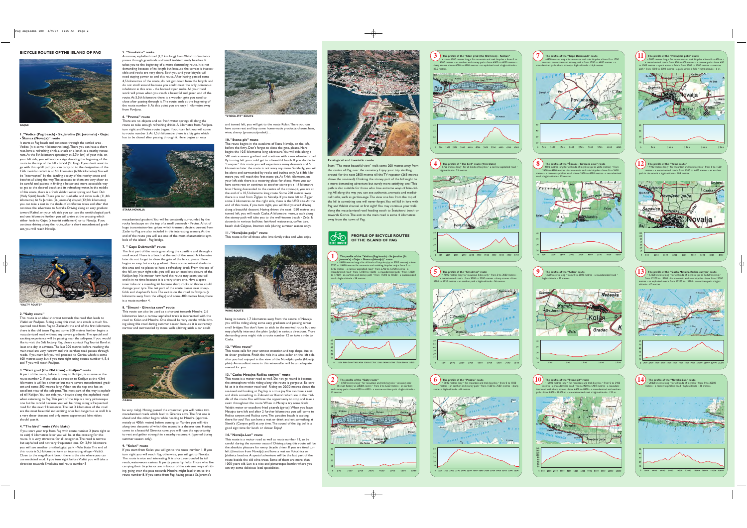# BICYCLE ROUTES OF THE ISLAND OF PAG

GAJAC

## 1. "Vodice (Pag beach) - Sv. Jerolim (St. Jerome's) - Gajac - Škunca (Novalja)" route

It starts at Pag beach and continues through the settled area - Vodice (it is some 4 kilometres long). There you can have a short rest, have a refreshing drink, a snack or a lunch in a nearby restaurant. At the 5th kilometre (precisely, at 5,7th km) of your ride, on your left side, you will notice a sign denoting the beginning of the route to the top of the hill - Sv. Vid (St. Guy). If you don't want to go with this uphill path you can carry on to the designation of the 15th meridian which is at 6th kilometre (6,2th kilometre). You will be "interrupted" by the dazzling beauty of the nearby coves and beaches all along the way. The accesses to them are very steep so be careful and patient in finding a better and more accessible way to get to the desired beach and its refreshing water. In the middle of this route, there is a fresh Velebit water spring and Sveti Duh (Holy Spirit) beach. There you can sunbathe and swim nude (11,4th kilometre). At Sv. Jerolim (St. Jerome's) chapel (12,9th kilometre) you can take a rest in the shade of coniferous trees and after that continue the adventure to Novalja. Driving along an easy gradient toward Kaštel, on your left side you can see the ornithological park and one kilometre further you will arrive at the crossing which either leads to Gajac (a tourist settlement) or to Novalja. If you continue driving along the route, after a short macadamized gradient, you will reach Novalja.

"SALTY ROUTE"

## 2. "Salty route"

This route is an ideal shortcut towards the road that leads to Vlašići or Povljana. Riding along this road, one avoids a much frequented road from Pag to Zadar. At the end of the first kilometre, there is the old town Pag and some 200 metres further begins a macadamized road without any severe gradients. The special and exciting experience will be passing near the salt-pans. If you would like to visit the Salt factory Pag, please contact Pag Tourist Bord at least one day in advance. The last 300 metres before reaching the main road are very narrow and this earthen road passes through reeds. If you turn left you will proceed to Gorica which is some 600 metres away, but if you turn right using routes number 4, 5, 6 and 7 you will reach Povljana.

## 3. "Stari grad (the Old town) - Košljun" route

A part of the route, before turning to Košljun, is as same as the route number 2. If you take a direction to Košljun at the 4,3rd kilometre it will be a shorter but more severe macadamized gradient and some 500 metres long. When on the top one has an excellent view of the salt-pans. The next part of the way is asphalted till Košljun. You can ride your bicycle along the asphalted road when returning to Pag. This part of the trip is a very picturesque one but be careful because you will be riding along a frequented road for the next 9 kilometres. The last 3 kilometres of the road are the most beautiful and exciting ones but dangerous as well. It is a very sheer descent and only more experienced bike riders should pass it.

## 4. "The bird" route (Velo blato)

If you start your trip from Pag with route number 2 (turn right at its exit) 4 kilometres later you will be at the crossing for this route. It is very attractive for all categories. The road is narrow but asphalted and not very frequented one. On 2,9th kilometre you will see another ornithological park - Velo blato. The end of this route is 5,5 kilometre form an interesting village - Vlašići. Close to the magnificent beach there is the site where you can use medicinal mud. If you turn right before Vlašići you will take a direction towards Smokvica and route number 5.

## 5. "Smokvica" route

A narrow, asphalted road (1,2 km long) from Vlašići to Smokvica passes through grasslands and small isolated sandy beaches. It takes you to the beginning of a more demanding route. It is not demanding because of its length but because the terrain is inaccessible and rocks are very sharp. Both you and your bicycle will need staying power to end this route. After having passed some 4,5 kilometres of the route, do not get down from the bicycle and do not stroll around because you could meet the only poisonous inhabitant in this area - the horned viper snake. All your hard work will prove when you reach a beautiful and green end of the route. At 5,5th kilometre there is a wooden gate you need to close after passing through it. The route ends at the beginning of the route number 6. At this point you are only 1 kilometre away from Povljana.

## 6. "Prutna" route

There are no objects and no fresh water springs all along the route so take enough refreshing drinks. A kilometre from Povljana turn right and Prutna route begins. If you turn left you will come to route number 5. At 1,5th kilometre there is a big gate which has to be closed after passing through it. Here begins an easy

STARA NOVALJA

macadamized gradient. You will be constantly surrounded by the rocky landscape on the top of a small peninsula - Prutna. A lot of huge transmission-line pylons which transmit electric current from Zadar to Pag are also included in this interesting scenery. At the end of the route you will see one of the most characteristic symbols of the island - Pag bridge.

## 7. " Cape Dubrovnik" route

The first part of the route goes along the coastline and through a small wood. There is a beach at the end of the wood. A kilometre later do not forget to close the gate of the fence, please. Here begins an easy but tricky gradient. There are no natural shades in this area and no places to have a refreshing drink. From the top of the hill, on your right side, you will see an excellent picture of the Košljun bay. No matter how hard this route may seem you will end it in no time because it is a very short one. Have a spare inner tube or a mending kit because sharp rocks or thorns could damage your tyre. The last part of the route passes near sheepfolds and shepherd's huts. The exit is on the road to Povljana (a kilometre away from the village) and some 400 metres later, there is a route number 4.

## 8. "Šimuni - Girenica cove" route

This route can also be used as a shortcut towards Mandre. 2,6 kilometres later, a narrow asphalted track is intersected with the road to Kolan and Mandre. One should be very careful while driving along this road during summer season because it is extremely narrow and surrounded by stone walls (driving aside a car could

CASKA

be very risky). Having passed the crossroad, you will notice two macadamized roads which lead to Girenica cove. The first one is ahead and the other begins while heading to Mandre (approximately at 400th metre) before coming to Mandre you will ride along two descents of which the second is a sheerer one. Having come to a beautiful Girenica cove, you will have the opportunity to rest and gather strength in a nearby restaurant (opened during summer season only).

## 9. "Kolan" route

If you start from Kolan you will get to the route number 1. If you turn right you will reach Pag, otherwise, you will get to Novalja. The route is nice and refreshing. It is short, surrounded by tall reeds, water-worn ravines. It partly passes by fields. Those who like carrying their bicycles or are in favour of the extreme ways of riding, going over the pass towards Mandre might lead them to the route number 8. If you came from Pag, having passed St. Jerome's

"STONE-PIT" ROUTE

and turned left, you will get to the route Kolan. There you can have some rest and buy some home-made products: cheese, ham, wine, sherry (prosecco/prošek)…

## 10. "Stone-pit" route

The route begins in the outskirts of Stara Novalja, on the left, before the ferry. Don't forget to close the gate, please. Here begins the 10,5 kilometres long adventure. You will ride along a 500 metre severe gradient and continue with a macadamized road. By turning left you could get to a beautiful beach. If you decide to "conquer" this route you will experience many descents and 5 kilometres later the route is not wavy any more. Suddenly, you will be alone and surrounded by rocks and thorns only. At 6,8th kilometre you will reach the first stone-pit. At 7,4th kilometre, on your left side there is a watering-place for sheep. Here you can have some rest or continue to another stone-pit a 1,4 kilometre later. Having descended to the centre of the stone-pit, you are at the end of a 10,5 kilometres long route. Some 200 metres away there is a road from Žigljen to Novalja. If you turn left to Žigljen some 2 kilometres on the right side, there is the UFO site. At the end of this route, if you turn right, you will find yourself driving along a beautiful descent. Having driven the next 1350 metres and turned left, you will reach Caska. A kilometre more, a walk along the stoney path will take you to the well-known beach - Zrće. It abounds in various facilities: fast-food restaurants, coffee bars, beach club Calypso, Internet cafe (during summer season only).

## 11. "Novaljsko polje" route

This route is for all those who love family rides and who enjoy

WINE ROUTE

being in nature. 1,7 kilometres away from the centre of Novalja you will be riding along some easy gradients and passing across small bridges. You don't have to stick to the marked route but you may playfully intersect the plain (polje) in various directions. More demanding ones might ride a route number 12 or take a ride to Caska.

## 12. "Wine route"

This route calls for your utmost attention and top shape due to its sheer gradients. Finish the ride in a wine-cellar on the left side after you had enjoyed in the view of the Novaljsko polje (Novalja plain). An excellent menu in this wine-cellar will be an adequate reward for you.

## 13. "Caska-Metajna-Ručica canyon" route

This route is a motor road as well. Do not go round it because the atmosphere while riding along this route is gorgeous. Be careful as it is the motor road too! Riding on 20/30 metres above the sea-level and looking at Pag bay is a true joy. You can have a rest and drink something in Zubovići or Kustići which are in the middle of the route. You will have the opportunity to stop and take a swim throughout the route. When in Metajna try some fresh Velebit water or excellent fried pancakes (girice). When you leave Metajna turn left and after 2 further kilometres you will come to Ručica canyon and Ručica cove. The paradise beach is waiting there for you! You can have a rest or drink and eat something at Slavek's (Canyon grill) at any time. The sound of the big bell is a good sign time for lunch or dinner. Enjoy!

## 14. "Novalja-Lun" route

This route is a motor road as well as route number 13, so be careful during the summer season! Driving along this route will be the absolute pleasure for every bicycle driver. If you are tired turn left (direction from Novalja) and have a rest on Potočnica or Jakišnica beaches. A special adventure will be the last part of the route beside the old olive-trees. Some of them are more than 1000 years old. Lun is a nice and picturesque hamlet where you can try some delicious local specialities.

## Ecological and touristic route

Start "The most beautiful view" walk some 200 metres away from the centre of Pag, near the cemetery. Enjoy your trip strolling around for the next 2800 metres till the TV repeater (263 metres above the sea-level). Climbing the stony part of the hill might be a more demanding adventure but surely more satisfying one! This path is also suitable for those who love extreme ways of bike-riding. All along the way you can see authentic, aromatic and medicinal herbs, such as garden-sage. The view one has from the top of the hill is something one will never forget. You will fall in love with Pag and Velebit channel at first sight! You may continue your walk along the macadamized road heading south to Šestakovci beach or towards Gorica. The exit to the main road is some 4 kilometres away from the town of Pag.

# PROFILE OF BICYCLE ROUTES OF THE ISLAND OF PAG

BIKE ROUTE

**1** The profile of the "Vodice (Pag beach) - Sv. Jerolim (St. Jerome's) - Gajac - Škunca (Novalja)" route
• 18600 metres long • for all kinds of bicycles (up to 5700 metres) • from 5700 to 18600 metres for mountain and trekking bicycles only • from 0 to 5700 metres - a narrow asphalted road • from 5700 to 12700 metres - a macadamized road • from 12700 to 13200 - a macadamized path • from 13200 to 17300 - an earthen and stoney path • from 17300 to 18600 - a macadamized road • highest altitude - 58 metres.

**2** The profile of the "Salty route"
• 6950 metres long • for mountain and trek bicycles • crossing near the Salt factory at 2800th metre • from 0 to 6250 metres - an earthen and stoney path • from 6250 to 6950 - a narrow earthen path • highest altitude - 13 metres.

**3** The profile of the "Stari grad (the Old town) - Košljun" route
• route 6900 metres long • for mountain and trek bicycles • from 0 to 4900 metres - an earthen and stoney path • from 4900 to 6000 metres - sharp stones • from 6000 to 6900 metres - an asphalted road • highest altitude - 28,5 metres.

**4** The profile of "The bird" route (Velo blato)
• 5700 metres long • for all kinds of bicycles • a narrow asphalted road • highest altitude - 35 metres.

**5** The profile of the "Smokvica" route
• 7800 metres long for mountain bikes only • from 0 to 3000 metres - a macadamized road • from 3000 to 5500 metres - sharp stones • from 5500 to 6930 metres - an earthen path • highest altitude - 56 metres.

**6** The profile of the "Prutna" route
• 7600 metres long • for mountain and trek bicycles • from 0 to 1500 metres - an earthen and stoney path • from 1500 to 7600 metres - sharp stones • highest altitude - 48 metres.

**7** The profile of the "Cape Dubrovnik" route
• 4800 metres long • for mountain and trek bicycles • from 0 to 1700 metres - an earthen and stoney path • from 1700 to 4800 metres - a macadamized path (sharp stones) • highest altitude - 16,4 metres.

**8** The profile of the "Šimuni - Girenica cove" route
• 4500 metres long for all kinds of bicycles (up to 2600 metres) • from 2600 to 4500 metres - for mountain and trek bicycles • from 0 to 2600 metres - a narrow asphalted road • from 2600 to 4500 metres - a macadamized road • highest altitude - 19 metres.

**9** The profile of the "Kolan" route
• 2500 metres long • for mountain and trek bicycles • from 0 to 2500 metres - a macadamized road • highest altitude - 29 metres.

**10** The profile of the "Stone-pit" route
• 10500 metres long • for mountain and trek bicycles • from 0 to 3400 metres - a macadamized road • from 3400 to 6400 metres - a macadamized road with sharp stones • from 6400 to 8800 - a macadamized and earthen path • from 8800 - 10500 m - a macadamized road • highest altitude - 132 m.

**11** The profile of the "Novaljsko polje" route
• 2800 metres long • for mountain and trek bicycles • from 0 to 400 m - a macadamized road • from 400 to 600 metres - a narrow path • from 600 to 1000 metres - a path across a field • from 1000 to 1500 metres - a narrow path • from 1500 to 2900 metres - a path across a field • highest altitude - 6 m.

**12** The profile of the "Wine route"
• 4400 metres long • for mountain and trek bicycles • from 0 to 1500 metres - a macadamized road • from 1500 to 4400 metres - an earthen path in the woods • highest altitude - 109 metres.

**13** The profile of the "Caska-Metajna-Ručica canyon" route
• 13200 metres long • for all kinds of bicycles (up to 12200 metres) • from 12200 to 13200 - for mountain and trek bicycles • from 0 to 12200 metres - an asphalted road • from 12200 to 13200 - an earthen path • highest altitude - 47 metres.

**14** The profile of the "Novalja-Lun" route
• 20000 metres long • for all kinds of bicycles • from 0 to 20000 metres - a narrow asphalted road • highest altitude - 36 metres.